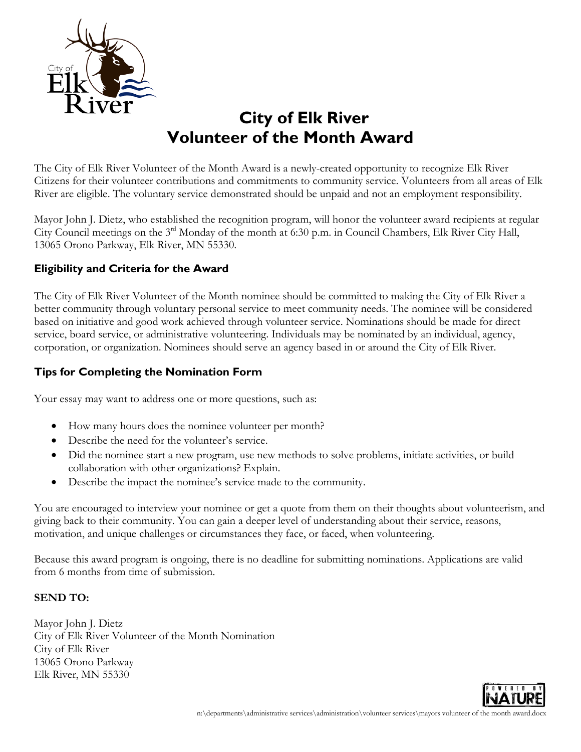# City of Elk River
# Volunteer of the Month Award

The City of Elk River Volunteer of the Month Award is a newly-created opportunity to recognize Elk River Citizens for their volunteer contributions and commitments to community service. Volunteers from all areas of Elk River are eligible. The voluntary service demonstrated should be unpaid and not an employment responsibility.

Mayor John J. Dietz, who established the recognition program, will honor the volunteer award recipients at regular City Council meetings on the 3rd Monday of the month at 6:30 p.m. in Council Chambers, Elk River City Hall, 13065 Orono Parkway, Elk River, MN 55330.

## Eligibility and Criteria for the Award

The City of Elk River Volunteer of the Month nominee should be committed to making the City of Elk River a better community through voluntary personal service to meet community needs. The nominee will be considered based on initiative and good work achieved through volunteer service. Nominations should be made for direct service, board service, or administrative volunteering. Individuals may be nominated by an individual, agency, corporation, or organization. Nominees should serve an agency based in or around the City of Elk River.

## Tips for Completing the Nomination Form

Your essay may want to address one or more questions, such as:

- How many hours does the nominee volunteer per month?
- Describe the need for the volunteer's service.
- Did the nominee start a new program, use new methods to solve problems, initiate activities, or build collaboration with other organizations? Explain.
- Describe the impact the nominee's service made to the community.

You are encouraged to interview your nominee or get a quote from them on their thoughts about volunteerism, and giving back to their community. You can gain a deeper level of understanding about their service, reasons, motivation, and unique challenges or circumstances they face, or faced, when volunteering.

Because this award program is ongoing, there is no deadline for submitting nominations. Applications are valid from 6 months from time of submission.

**SEND TO:**

Mayor John J. Dietz
City of Elk River Volunteer of the Month Nomination
City of Elk River
13065 Orono Parkway
Elk River, MN 55330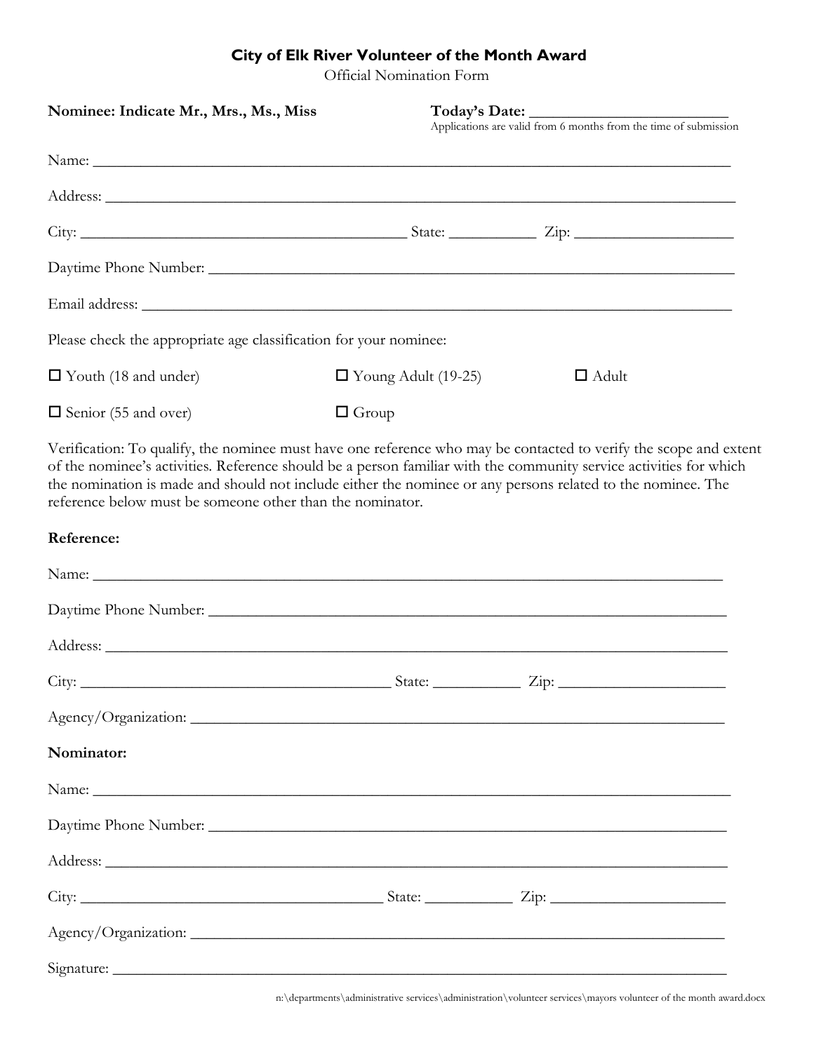# City of Elk River Volunteer of the Month Award

Official Nomination Form

**Nominee: Indicate Mr., Mrs., Ms., Miss**

**Today's Date:** ___________________________

Applications are valid from 6 months from the time of submission

Name: ______________________________________________________________________

Address: ____________________________________________________________________

City: ___________________________________ State: ___________ Zip: ____________________

Daytime Phone Number: _______________________________________________________

Email address: _______________________________________________________________

Please check the appropriate age classification for your nominee:

- ☐ Youth (18 and under)
- ☐ Young Adult (19-25)
- ☐ Adult
- ☐ Senior (55 and over)
- ☐ Group

Verification: To qualify, the nominee must have one reference who may be contacted to verify the scope and extent of the nominee's activities. Reference should be a person familiar with the community service activities for which the nomination is made and should not include either the nominee or any persons related to the nominee. The reference below must be someone other than the nominator.

**Reference:**

Name: ______________________________________________________________________

Daytime Phone Number: _______________________________________________________

Address: ____________________________________________________________________

City: ___________________________________ State: ___________ Zip: ____________________

Agency/Organization: __________________________________________________________

**Nominator:**

Name: ______________________________________________________________________

Daytime Phone Number: _______________________________________________________

Address: ____________________________________________________________________

City: ___________________________________ State: ___________ Zip: ____________________

Agency/Organization: __________________________________________________________

Signature: ___________________________________________________________________

n:\departments\administrative services\administration\volunteer services\mayors volunteer of the month award.docx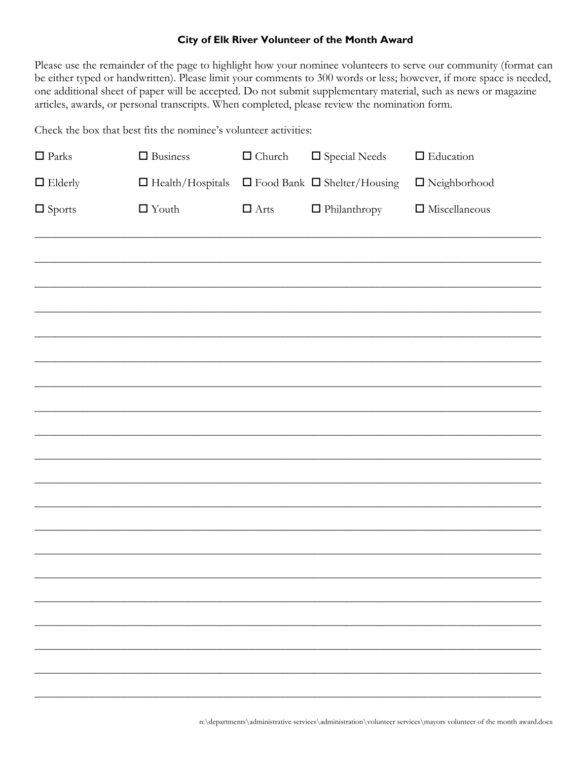**City of Elk River Volunteer of the Month Award**

Please use the remainder of the page to highlight how your nominee volunteers to serve our community (format can be either typed or handwritten). Please limit your comments to 300 words or less; however, if more space is needed, one additional sheet of paper will be accepted. Do not submit supplementary material, such as news or magazine articles, awards, or personal transcripts. When completed, please review the nomination form.

Check the box that best fits the nominee's volunteer activities:

| | | | | |
|---|---|---|---|---|
| ☐ Parks | ☐ Business | ☐ Church | ☐ Special Needs | ☐ Education |
| ☐ Elderly | ☐ Health/Hospitals | ☐ Food Bank | ☐ Shelter/Housing | ☐ Neighborhood |
| ☐ Sports | ☐ Youth | ☐ Arts | ☐ Philanthropy | ☐ Miscellaneous |

_______________________________________________________________________________

_______________________________________________________________________________

_______________________________________________________________________________

_______________________________________________________________________________

_______________________________________________________________________________

_______________________________________________________________________________

_______________________________________________________________________________

_______________________________________________________________________________

_______________________________________________________________________________

_______________________________________________________________________________

_______________________________________________________________________________

_______________________________________________________________________________

_______________________________________________________________________________

_______________________________________________________________________________

_______________________________________________________________________________

_______________________________________________________________________________

_______________________________________________________________________________

_______________________________________________________________________________

_______________________________________________________________________________

_______________________________________________________________________________

n:\departments\administrative services\administration\volunteer services\mayors volunteer of the month award.docx